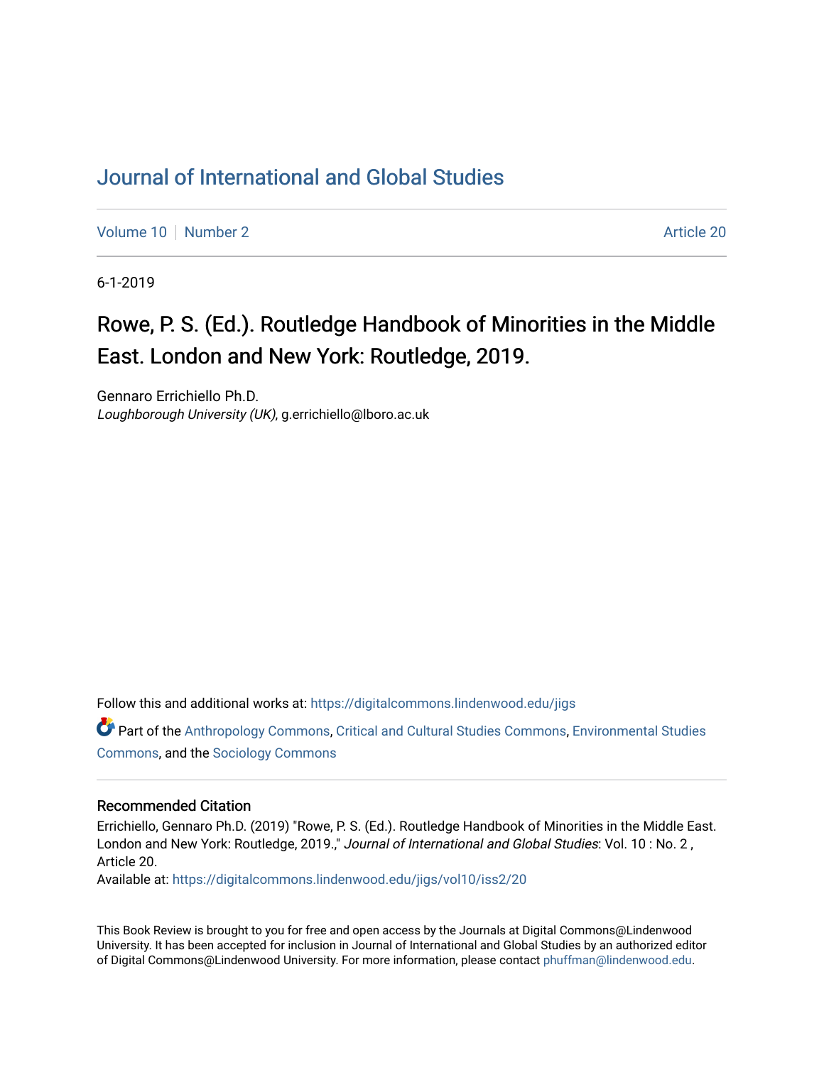# Journal of International and Global Studies

Volume 10 | Number 2 | Article 20

6-1-2019

## Rowe, P. S. (Ed.). Routledge Handbook of Minorities in the Middle East. London and New York: Routledge, 2019.

Gennaro Errichiello Ph.D.
*Loughborough University (UK)*, g.errichiello@lboro.ac.uk

Follow this and additional works at: https://digitalcommons.lindenwood.edu/jigs

Part of the Anthropology Commons, Critical and Cultural Studies Commons, Environmental Studies Commons, and the Sociology Commons

### Recommended Citation

Errichiello, Gennaro Ph.D. (2019) "Rowe, P. S. (Ed.). Routledge Handbook of Minorities in the Middle East. London and New York: Routledge, 2019.," *Journal of International and Global Studies*: Vol. 10 : No. 2 , Article 20.
Available at: https://digitalcommons.lindenwood.edu/jigs/vol10/iss2/20

This Book Review is brought to you for free and open access by the Journals at Digital Commons@Lindenwood University. It has been accepted for inclusion in Journal of International and Global Studies by an authorized editor of Digital Commons@Lindenwood University. For more information, please contact phuffman@lindenwood.edu.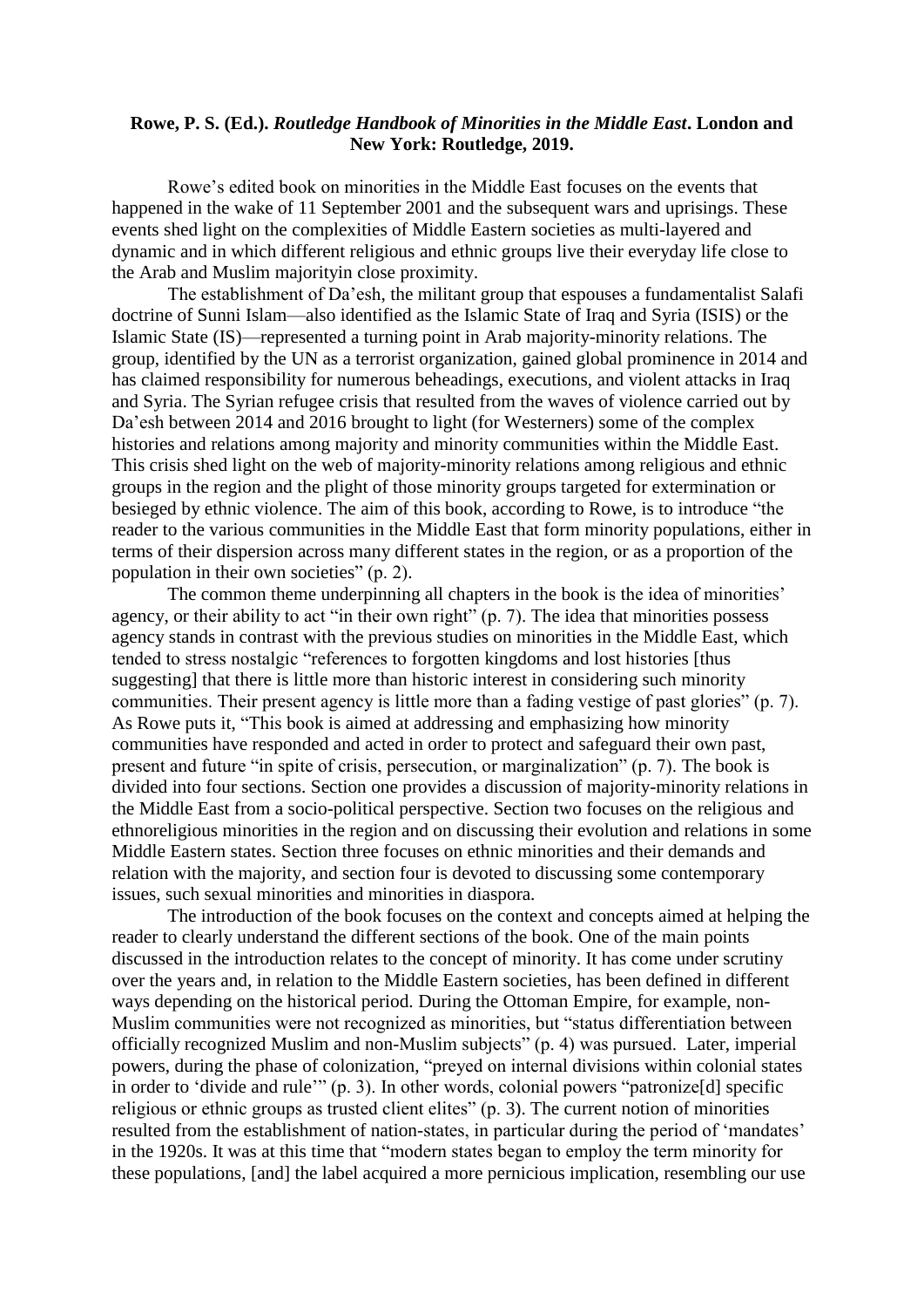**Rowe, P. S. (Ed.).** ***Routledge Handbook of Minorities in the Middle East*****. London and New York: Routledge, 2019.**

Rowe's edited book on minorities in the Middle East focuses on the events that happened in the wake of 11 September 2001 and the subsequent wars and uprisings. These events shed light on the complexities of Middle Eastern societies as multi-layered and dynamic and in which different religious and ethnic groups live their everyday life close to the Arab and Muslim majorityin close proximity.

The establishment of Da'esh, the militant group that espouses a fundamentalist Salafi doctrine of Sunni Islam—also identified as the Islamic State of Iraq and Syria (ISIS) or the Islamic State (IS)—represented a turning point in Arab majority-minority relations. The group, identified by the UN as a terrorist organization, gained global prominence in 2014 and has claimed responsibility for numerous beheadings, executions, and violent attacks in Iraq and Syria. The Syrian refugee crisis that resulted from the waves of violence carried out by Da'esh between 2014 and 2016 brought to light (for Westerners) some of the complex histories and relations among majority and minority communities within the Middle East. This crisis shed light on the web of majority-minority relations among religious and ethnic groups in the region and the plight of those minority groups targeted for extermination or besieged by ethnic violence. The aim of this book, according to Rowe, is to introduce "the reader to the various communities in the Middle East that form minority populations, either in terms of their dispersion across many different states in the region, or as a proportion of the population in their own societies" (p. 2).

The common theme underpinning all chapters in the book is the idea of minorities' agency, or their ability to act "in their own right" (p. 7). The idea that minorities possess agency stands in contrast with the previous studies on minorities in the Middle East, which tended to stress nostalgic "references to forgotten kingdoms and lost histories [thus suggesting] that there is little more than historic interest in considering such minority communities. Their present agency is little more than a fading vestige of past glories" (p. 7). As Rowe puts it, "This book is aimed at addressing and emphasizing how minority communities have responded and acted in order to protect and safeguard their own past, present and future "in spite of crisis, persecution, or marginalization" (p. 7). The book is divided into four sections. Section one provides a discussion of majority-minority relations in the Middle East from a socio-political perspective. Section two focuses on the religious and ethnoreligious minorities in the region and on discussing their evolution and relations in some Middle Eastern states. Section three focuses on ethnic minorities and their demands and relation with the majority, and section four is devoted to discussing some contemporary issues, such sexual minorities and minorities in diaspora.

The introduction of the book focuses on the context and concepts aimed at helping the reader to clearly understand the different sections of the book. One of the main points discussed in the introduction relates to the concept of minority. It has come under scrutiny over the years and, in relation to the Middle Eastern societies, has been defined in different ways depending on the historical period. During the Ottoman Empire, for example, non-Muslim communities were not recognized as minorities, but "status differentiation between officially recognized Muslim and non-Muslim subjects" (p. 4) was pursued. Later, imperial powers, during the phase of colonization, "preyed on internal divisions within colonial states in order to 'divide and rule'" (p. 3). In other words, colonial powers "patronize[d] specific religious or ethnic groups as trusted client elites" (p. 3). The current notion of minorities resulted from the establishment of nation-states, in particular during the period of 'mandates' in the 1920s. It was at this time that "modern states began to employ the term minority for these populations, [and] the label acquired a more pernicious implication, resembling our use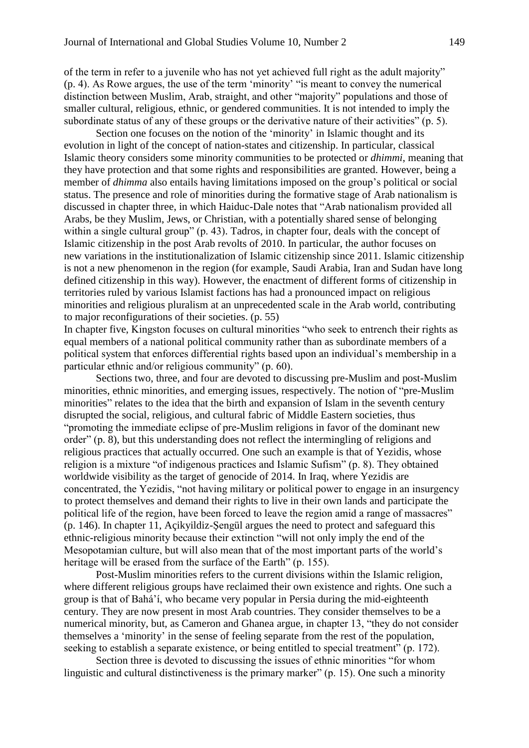of the term in refer to a juvenile who has not yet achieved full right as the adult majority" (p. 4). As Rowe argues, the use of the term 'minority' "is meant to convey the numerical distinction between Muslim, Arab, straight, and other "majority" populations and those of smaller cultural, religious, ethnic, or gendered communities. It is not intended to imply the subordinate status of any of these groups or the derivative nature of their activities" (p. 5).

Section one focuses on the notion of the 'minority' in Islamic thought and its evolution in light of the concept of nation-states and citizenship. In particular, classical Islamic theory considers some minority communities to be protected or *dhimmi*, meaning that they have protection and that some rights and responsibilities are granted. However, being a member of *dhimma* also entails having limitations imposed on the group's political or social status. The presence and role of minorities during the formative stage of Arab nationalism is discussed in chapter three, in which Haiduc-Dale notes that "Arab nationalism provided all Arabs, be they Muslim, Jews, or Christian, with a potentially shared sense of belonging within a single cultural group" (p. 43). Tadros, in chapter four, deals with the concept of Islamic citizenship in the post Arab revolts of 2010. In particular, the author focuses on new variations in the institutionalization of Islamic citizenship since 2011. Islamic citizenship is not a new phenomenon in the region (for example, Saudi Arabia, Iran and Sudan have long defined citizenship in this way). However, the enactment of different forms of citizenship in territories ruled by various Islamist factions has had a pronounced impact on religious minorities and religious pluralism at an unprecedented scale in the Arab world, contributing to major reconfigurations of their societies. (p. 55)

In chapter five, Kingston focuses on cultural minorities "who seek to entrench their rights as equal members of a national political community rather than as subordinate members of a political system that enforces differential rights based upon an individual's membership in a particular ethnic and/or religious community" (p. 60).

Sections two, three, and four are devoted to discussing pre-Muslim and post-Muslim minorities, ethnic minorities, and emerging issues, respectively. The notion of "pre-Muslim minorities" relates to the idea that the birth and expansion of Islam in the seventh century disrupted the social, religious, and cultural fabric of Middle Eastern societies, thus "promoting the immediate eclipse of pre-Muslim religions in favor of the dominant new order" (p. 8), but this understanding does not reflect the intermingling of religions and religious practices that actually occurred. One such an example is that of Yezidis, whose religion is a mixture "of indigenous practices and Islamic Sufism" (p. 8). They obtained worldwide visibility as the target of genocide of 2014. In Iraq, where Yezidis are concentrated, the Yezidis, "not having military or political power to engage in an insurgency to protect themselves and demand their rights to live in their own lands and participate the political life of the region, have been forced to leave the region amid a range of massacres" (p. 146). In chapter 11, Açikyildiz-Şengül argues the need to protect and safeguard this ethnic-religious minority because their extinction "will not only imply the end of the Mesopotamian culture, but will also mean that of the most important parts of the world's heritage will be erased from the surface of the Earth" (p. 155).

Post-Muslim minorities refers to the current divisions within the Islamic religion, where different religious groups have reclaimed their own existence and rights. One such a group is that of Bahá'í, who became very popular in Persia during the mid-eighteenth century. They are now present in most Arab countries. They consider themselves to be a numerical minority, but, as Cameron and Ghanea argue, in chapter 13, "they do not consider themselves a 'minority' in the sense of feeling separate from the rest of the population, seeking to establish a separate existence, or being entitled to special treatment" (p. 172).

Section three is devoted to discussing the issues of ethnic minorities "for whom linguistic and cultural distinctiveness is the primary marker" (p. 15). One such a minority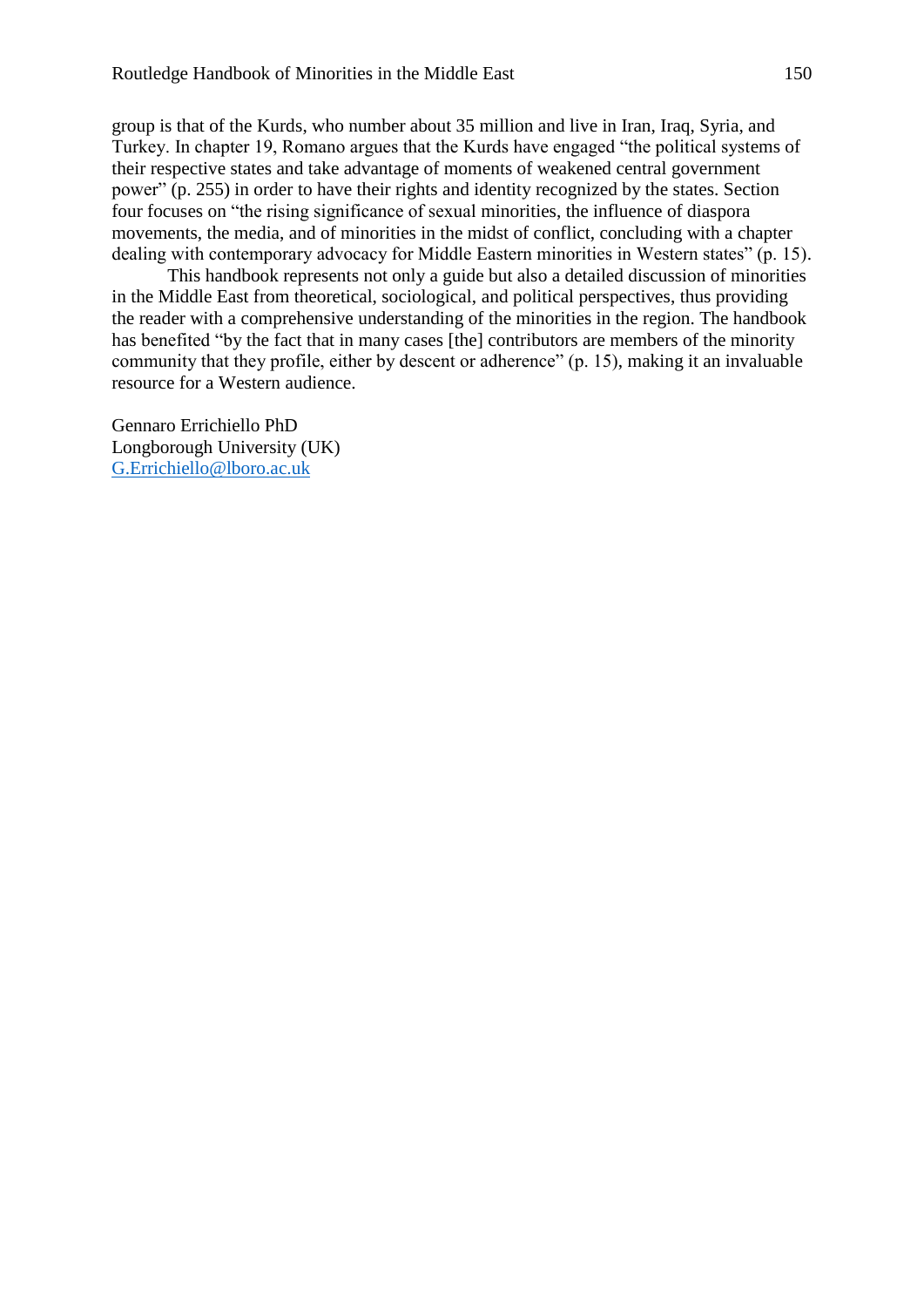group is that of the Kurds, who number about 35 million and live in Iran, Iraq, Syria, and Turkey. In chapter 19, Romano argues that the Kurds have engaged “the political systems of their respective states and take advantage of moments of weakened central government power” (p. 255) in order to have their rights and identity recognized by the states. Section four focuses on “the rising significance of sexual minorities, the influence of diaspora movements, the media, and of minorities in the midst of conflict, concluding with a chapter dealing with contemporary advocacy for Middle Eastern minorities in Western states” (p. 15).

This handbook represents not only a guide but also a detailed discussion of minorities in the Middle East from theoretical, sociological, and political perspectives, thus providing the reader with a comprehensive understanding of the minorities in the region. The handbook has benefited “by the fact that in many cases [the] contributors are members of the minority community that they profile, either by descent or adherence” (p. 15), making it an invaluable resource for a Western audience.

Gennaro Errichiello PhD
Longborough University (UK)
G.Errichiello@lboro.ac.uk